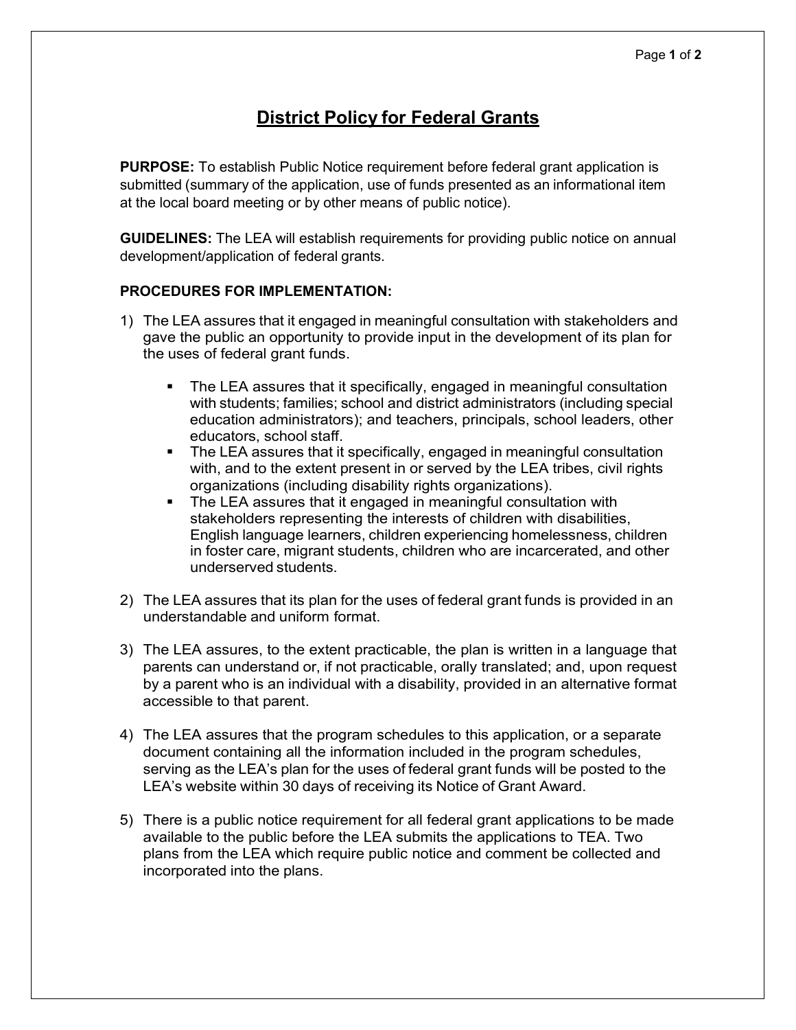# District Policy for Federal Grants

**PURPOSE:** To establish Public Notice requirement before federal grant application is submitted (summary of the application, use of funds presented as an informational item at the local board meeting or by other means of public notice).

**GUIDELINES:** The LEA will establish requirements for providing public notice on annual development/application of federal grants.

**PROCEDURES FOR IMPLEMENTATION:**

1) The LEA assures that it engaged in meaningful consultation with stakeholders and gave the public an opportunity to provide input in the development of its plan for the uses of federal grant funds.

    - The LEA assures that it specifically, engaged in meaningful consultation with students; families; school and district administrators (including special education administrators); and teachers, principals, school leaders, other educators, school staff.
    - The LEA assures that it specifically, engaged in meaningful consultation with, and to the extent present in or served by the LEA tribes, civil rights organizations (including disability rights organizations).
    - The LEA assures that it engaged in meaningful consultation with stakeholders representing the interests of children with disabilities, English language learners, children experiencing homelessness, children in foster care, migrant students, children who are incarcerated, and other underserved students.

2) The LEA assures that its plan for the uses of federal grant funds is provided in an understandable and uniform format.

3) The LEA assures, to the extent practicable, the plan is written in a language that parents can understand or, if not practicable, orally translated; and, upon request by a parent who is an individual with a disability, provided in an alternative format accessible to that parent.

4) The LEA assures that the program schedules to this application, or a separate document containing all the information included in the program schedules, serving as the LEA's plan for the uses of federal grant funds will be posted to the LEA's website within 30 days of receiving its Notice of Grant Award.

5) There is a public notice requirement for all federal grant applications to be made available to the public before the LEA submits the applications to TEA. Two plans from the LEA which require public notice and comment be collected and incorporated into the plans.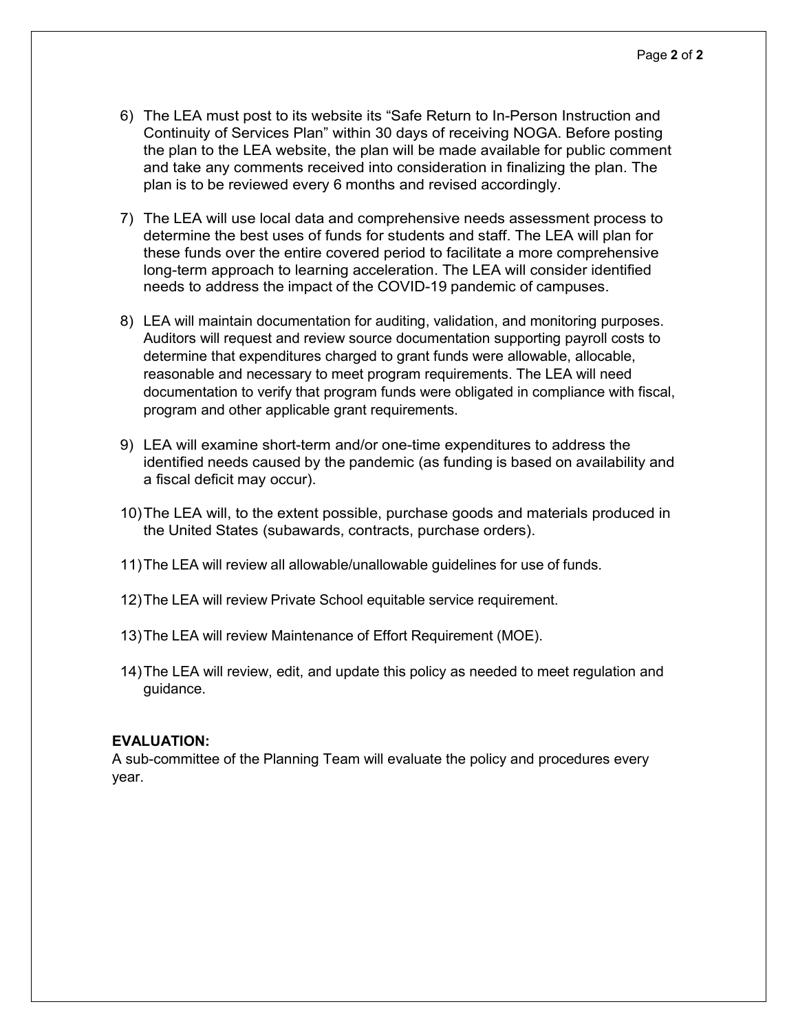6) The LEA must post to its website its "Safe Return to In-Person Instruction and Continuity of Services Plan" within 30 days of receiving NOGA. Before posting the plan to the LEA website, the plan will be made available for public comment and take any comments received into consideration in finalizing the plan. The plan is to be reviewed every 6 months and revised accordingly.

7) The LEA will use local data and comprehensive needs assessment process to determine the best uses of funds for students and staff. The LEA will plan for these funds over the entire covered period to facilitate a more comprehensive long-term approach to learning acceleration. The LEA will consider identified needs to address the impact of the COVID-19 pandemic of campuses.

8) LEA will maintain documentation for auditing, validation, and monitoring purposes. Auditors will request and review source documentation supporting payroll costs to determine that expenditures charged to grant funds were allowable, allocable, reasonable and necessary to meet program requirements. The LEA will need documentation to verify that program funds were obligated in compliance with fiscal, program and other applicable grant requirements.

9) LEA will examine short-term and/or one-time expenditures to address the identified needs caused by the pandemic (as funding is based on availability and a fiscal deficit may occur).

10) The LEA will, to the extent possible, purchase goods and materials produced in the United States (subawards, contracts, purchase orders).

11) The LEA will review all allowable/unallowable guidelines for use of funds.

12) The LEA will review Private School equitable service requirement.

13) The LEA will review Maintenance of Effort Requirement (MOE).

14) The LEA will review, edit, and update this policy as needed to meet regulation and guidance.

**EVALUATION:**
A sub-committee of the Planning Team will evaluate the policy and procedures every year.